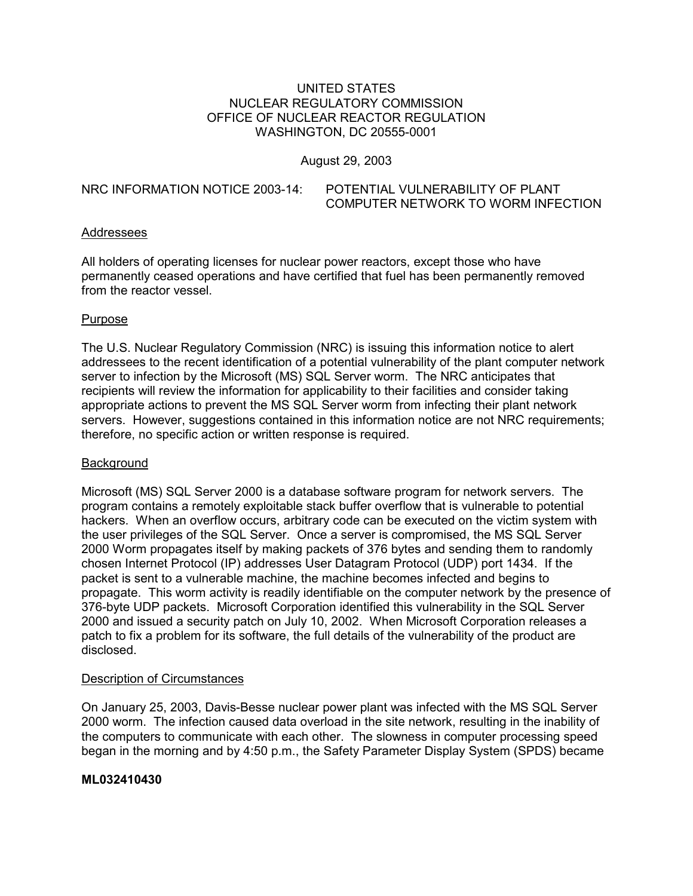UNITED STATES
NUCLEAR REGULATORY COMMISSION
OFFICE OF NUCLEAR REACTOR REGULATION
WASHINGTON, DC 20555-0001

August 29, 2003

NRC INFORMATION NOTICE 2003-14: POTENTIAL VULNERABILITY OF PLANT COMPUTER NETWORK TO WORM INFECTION

## Addressees

All holders of operating licenses for nuclear power reactors, except those who have permanently ceased operations and have certified that fuel has been permanently removed from the reactor vessel.

## Purpose

The U.S. Nuclear Regulatory Commission (NRC) is issuing this information notice to alert addressees to the recent identification of a potential vulnerability of the plant computer network server to infection by the Microsoft (MS) SQL Server worm. The NRC anticipates that recipients will review the information for applicability to their facilities and consider taking appropriate actions to prevent the MS SQL Server worm from infecting their plant network servers. However, suggestions contained in this information notice are not NRC requirements; therefore, no specific action or written response is required.

## Background

Microsoft (MS) SQL Server 2000 is a database software program for network servers. The program contains a remotely exploitable stack buffer overflow that is vulnerable to potential hackers. When an overflow occurs, arbitrary code can be executed on the victim system with the user privileges of the SQL Server. Once a server is compromised, the MS SQL Server 2000 Worm propagates itself by making packets of 376 bytes and sending them to randomly chosen Internet Protocol (IP) addresses User Datagram Protocol (UDP) port 1434. If the packet is sent to a vulnerable machine, the machine becomes infected and begins to propagate. This worm activity is readily identifiable on the computer network by the presence of 376-byte UDP packets. Microsoft Corporation identified this vulnerability in the SQL Server 2000 and issued a security patch on July 10, 2002. When Microsoft Corporation releases a patch to fix a problem for its software, the full details of the vulnerability of the product are disclosed.

## Description of Circumstances

On January 25, 2003, Davis-Besse nuclear power plant was infected with the MS SQL Server 2000 worm. The infection caused data overload in the site network, resulting in the inability of the computers to communicate with each other. The slowness in computer processing speed began in the morning and by 4:50 p.m., the Safety Parameter Display System (SPDS) became

**ML032410430**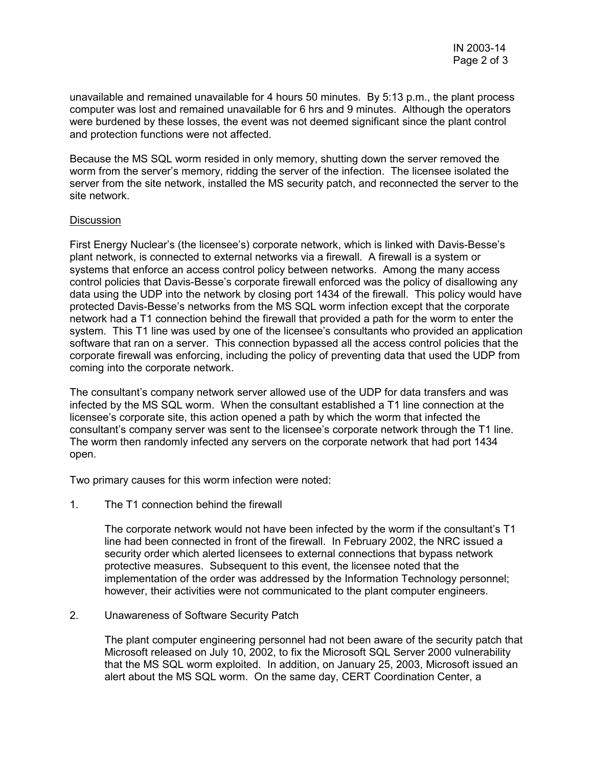unavailable and remained unavailable for 4 hours 50 minutes. By 5:13 p.m., the plant process computer was lost and remained unavailable for 6 hrs and 9 minutes. Although the operators were burdened by these losses, the event was not deemed significant since the plant control and protection functions were not affected.

Because the MS SQL worm resided in only memory, shutting down the server removed the worm from the server's memory, ridding the server of the infection. The licensee isolated the server from the site network, installed the MS security patch, and reconnected the server to the site network.

## Discussion

First Energy Nuclear's (the licensee's) corporate network, which is linked with Davis-Besse's plant network, is connected to external networks via a firewall. A firewall is a system or systems that enforce an access control policy between networks. Among the many access control policies that Davis-Besse's corporate firewall enforced was the policy of disallowing any data using the UDP into the network by closing port 1434 of the firewall. This policy would have protected Davis-Besse's networks from the MS SQL worm infection except that the corporate network had a T1 connection behind the firewall that provided a path for the worm to enter the system. This T1 line was used by one of the licensee's consultants who provided an application software that ran on a server. This connection bypassed all the access control policies that the corporate firewall was enforcing, including the policy of preventing data that used the UDP from coming into the corporate network.

The consultant's company network server allowed use of the UDP for data transfers and was infected by the MS SQL worm. When the consultant established a T1 line connection at the licensee's corporate site, this action opened a path by which the worm that infected the consultant's company server was sent to the licensee's corporate network through the T1 line. The worm then randomly infected any servers on the corporate network that had port 1434 open.

Two primary causes for this worm infection were noted:

1. The T1 connection behind the firewall

   The corporate network would not have been infected by the worm if the consultant's T1 line had been connected in front of the firewall. In February 2002, the NRC issued a security order which alerted licensees to external connections that bypass network protective measures. Subsequent to this event, the licensee noted that the implementation of the order was addressed by the Information Technology personnel; however, their activities were not communicated to the plant computer engineers.

2. Unawareness of Software Security Patch

   The plant computer engineering personnel had not been aware of the security patch that Microsoft released on July 10, 2002, to fix the Microsoft SQL Server 2000 vulnerability that the MS SQL worm exploited. In addition, on January 25, 2003, Microsoft issued an alert about the MS SQL worm. On the same day, CERT Coordination Center, a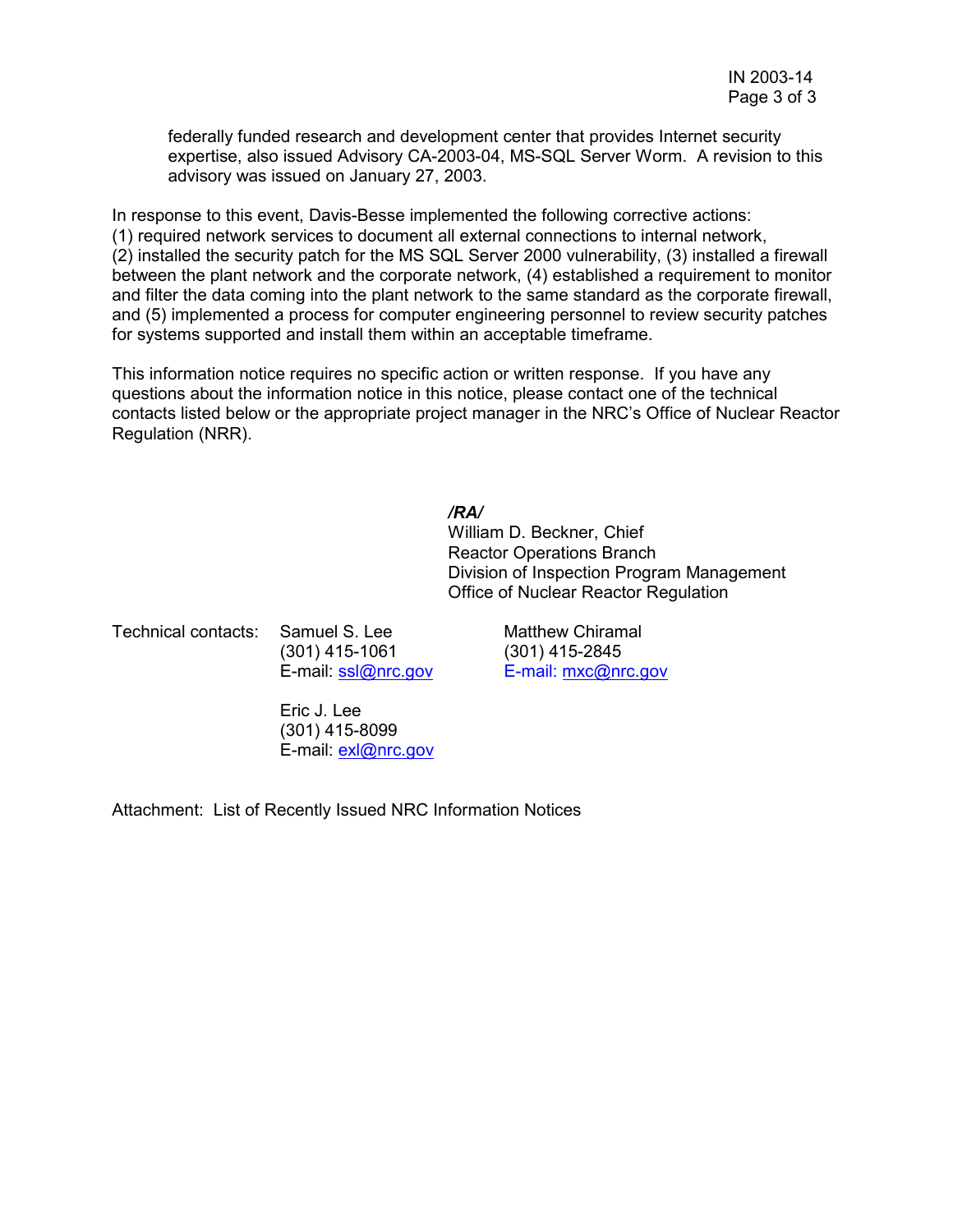federally funded research and development center that provides Internet security expertise, also issued Advisory CA-2003-04, MS-SQL Server Worm. A revision to this advisory was issued on January 27, 2003.

In response to this event, Davis-Besse implemented the following corrective actions: (1) required network services to document all external connections to internal network, (2) installed the security patch for the MS SQL Server 2000 vulnerability, (3) installed a firewall between the plant network and the corporate network, (4) established a requirement to monitor and filter the data coming into the plant network to the same standard as the corporate firewall, and (5) implemented a process for computer engineering personnel to review security patches for systems supported and install them within an acceptable timeframe.

This information notice requires no specific action or written response. If you have any questions about the information notice in this notice, please contact one of the technical contacts listed below or the appropriate project manager in the NRC's Office of Nuclear Reactor Regulation (NRR).

*/RA/*
William D. Beckner, Chief
Reactor Operations Branch
Division of Inspection Program Management
Office of Nuclear Reactor Regulation

Technical contacts:

Samuel S. Lee
(301) 415-1061
E-mail: ssl@nrc.gov

Matthew Chiramal
(301) 415-2845
E-mail: mxc@nrc.gov

Eric J. Lee
(301) 415-8099
E-mail: exl@nrc.gov

Attachment: List of Recently Issued NRC Information Notices